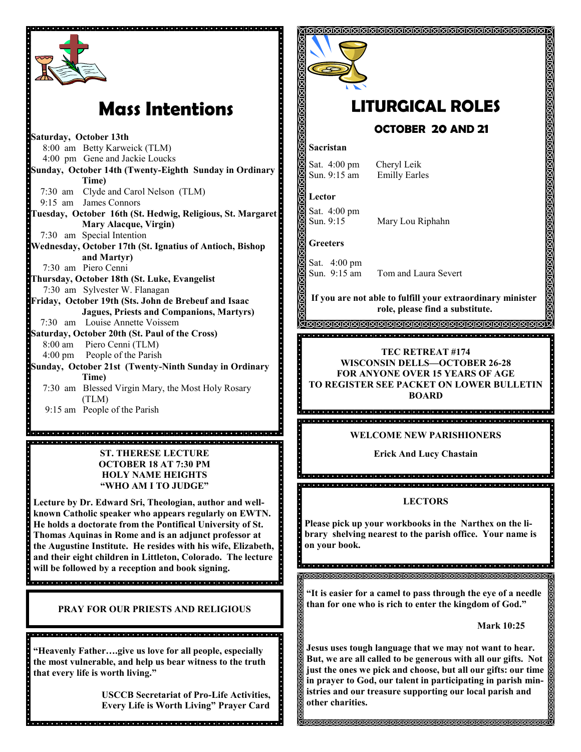# Mass Intentions

**Saturday, October 13th**
8:00 am Betty Karweick (TLM)
4:00 pm Gene and Jackie Loucks

**Sunday, October 14th (Twenty-Eighth Sunday in Ordinary Time)**
7:30 am Clyde and Carol Nelson (TLM)
9:15 am James Connors

**Tuesday, October 16th (St. Hedwig, Religious, St. Margaret Mary Alacque, Virgin)**
7:30 am Special Intention

**Wednesday, October 17th (St. Ignatius of Antioch, Bishop and Martyr)**
7:30 am Piero Cenni

**Thursday, October 18th (St. Luke, Evangelist**
7:30 am Sylvester W. Flanagan

**Friday, October 19th (Sts. John de Brebeuf and Isaac Jagues, Priests and Companions, Martyrs)**
7:30 am Louise Annette Voissem

**Saturday, October 20th (St. Paul of the Cross)**
8:00 am Piero Cenni (TLM)
4:00 pm People of the Parish

**Sunday, October 21st (Twenty-Ninth Sunday in Ordinary Time)**
7:30 am Blessed Virgin Mary, the Most Holy Rosary (TLM)
9:15 am People of the Parish

**ST. THERESE LECTURE**
**OCTOBER 18 AT 7:30 PM**
**HOLY NAME HEIGHTS**
**"WHO AM I TO JUDGE"**

**Lecture by Dr. Edward Sri, Theologian, author and well-known Catholic speaker who appears regularly on EWTN. He holds a doctorate from the Pontifical University of St. Thomas Aquinas in Rome and is an adjunct professor at the Augustine Institute. He resides with his wife, Elizabeth, and their eight children in Littleton, Colorado. The lecture will be followed by a reception and book signing.**

**PRAY FOR OUR PRIESTS AND RELIGIOUS**

**"Heavenly Father….give us love for all people, especially the most vulnerable, and help us bear witness to the truth that every life is worth living."**

**USCCB Secretariat of Pro-Life Activities, Every Life is Worth Living" Prayer Card**

# LITURGICAL ROLES

## OCTOBER 20 AND 21

**Sacristan**

Sat. 4:00 pm Cheryl Leik
Sun. 9:15 am Emilly Earles

**Lector**

Sat. 4:00 pm
Sun. 9:15 Mary Lou Riphahn

**Greeters**

Sat. 4:00 pm
Sun. 9:15 am Tom and Laura Severt

**If you are not able to fulfill your extraordinary minister role, please find a substitute.**

**TEC RETREAT #174**
**WISCONSIN DELLS—OCTOBER 26-28**
**FOR ANYONE OVER 15 YEARS OF AGE**
**TO REGISTER SEE PACKET ON LOWER BULLETIN BOARD**

**WELCOME NEW PARISHIONERS**

**Erick And Lucy Chastain**

**LECTORS**

**Please pick up your workbooks in the Narthex on the library shelving nearest to the parish office. Your name is on your book.**

**"It is easier for a camel to pass through the eye of a needle than for one who is rich to enter the kingdom of God."**

**Mark 10:25**

**Jesus uses tough language that we may not want to hear. But, we are all called to be generous with all our gifts. Not just the ones we pick and choose, but all our gifts: our time in prayer to God, our talent in participating in parish ministries and our treasure supporting our local parish and other charities.**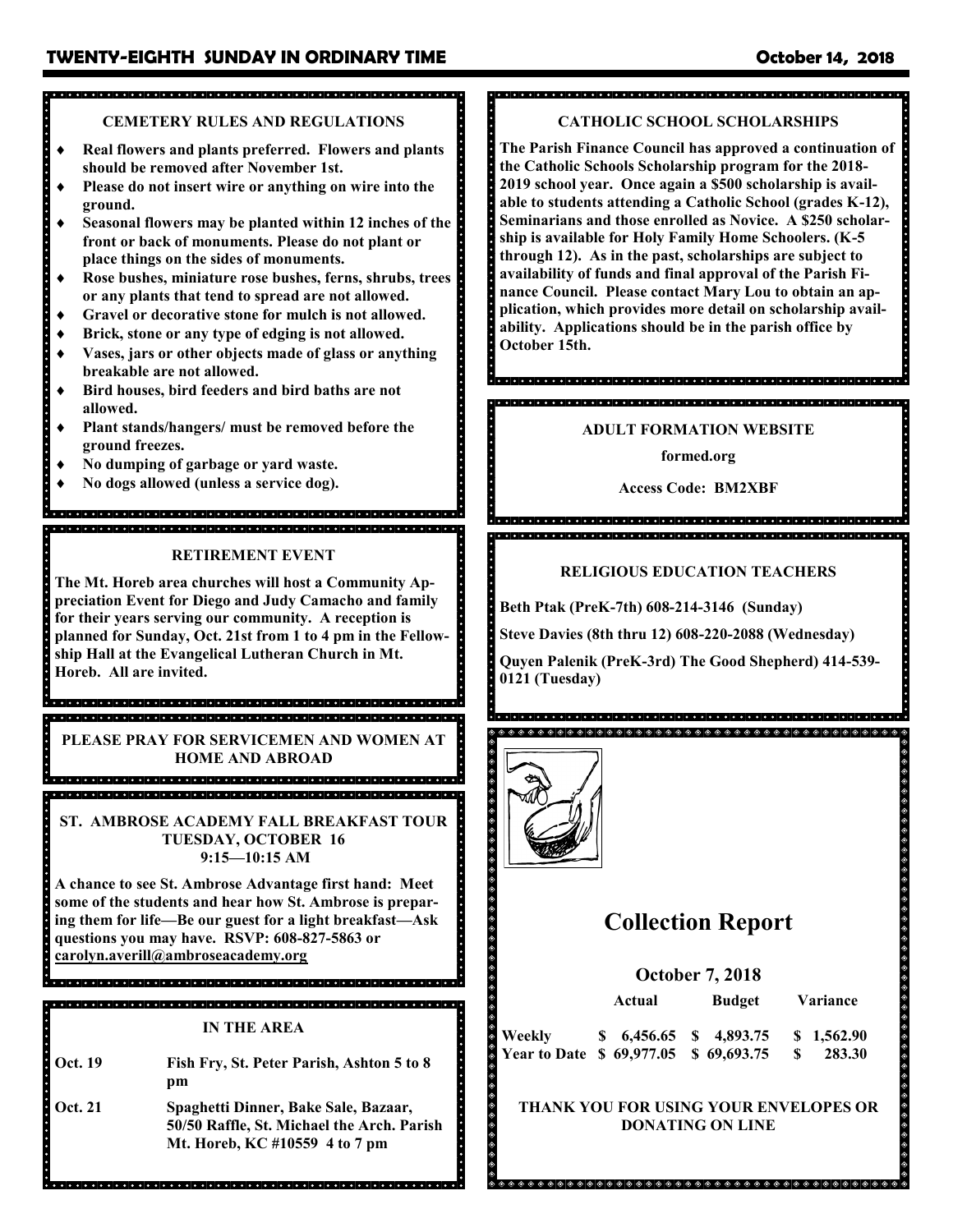## CEMETERY RULES AND REGULATIONS

- **Real flowers and plants preferred. Flowers and plants should be removed after November 1st.**
- **Please do not insert wire or anything on wire into the ground.**
- **Seasonal flowers may be planted within 12 inches of the front or back of monuments. Please do not plant or place things on the sides of monuments.**
- **Rose bushes, miniature rose bushes, ferns, shrubs, trees or any plants that tend to spread are not allowed.**
- **Gravel or decorative stone for mulch is not allowed.**
- **Brick, stone or any type of edging is not allowed.**
- **Vases, jars or other objects made of glass or anything breakable are not allowed.**
- **Bird houses, bird feeders and bird baths are not allowed.**
- **Plant stands/hangers/ must be removed before the ground freezes.**
- **No dumping of garbage or yard waste.**
- **No dogs allowed (unless a service dog).**

## RETIREMENT EVENT

**The Mt. Horeb area churches will host a Community Appreciation Event for Diego and Judy Camacho and family for their years serving our community. A reception is planned for Sunday, Oct. 21st from 1 to 4 pm in the Fellowship Hall at the Evangelical Lutheran Church in Mt. Horeb. All are invited.**

## PLEASE PRAY FOR SERVICEMEN AND WOMEN AT HOME AND ABROAD

## ST. AMBROSE ACADEMY FALL BREAKFAST TOUR
## TUESDAY, OCTOBER 16
## 9:15—10:15 AM

**A chance to see St. Ambrose Advantage first hand: Meet some of the students and hear how St. Ambrose is preparing them for life—Be our guest for a light breakfast—Ask questions you may have. RSVP: 608-827-5863 or carolyn.averill@ambroseacademy.org**

## IN THE AREA

| | |
|---|---|
| **Oct. 19** | **Fish Fry, St. Peter Parish, Ashton 5 to 8 pm** |
| **Oct. 21** | **Spaghetti Dinner, Bake Sale, Bazaar, 50/50 Raffle, St. Michael the Arch. Parish Mt. Horeb, KC #10559 4 to 7 pm** |

## CATHOLIC SCHOOL SCHOLARSHIPS

**The Parish Finance Council has approved a continuation of the Catholic Schools Scholarship program for the 2018-2019 school year. Once again a $500 scholarship is available to students attending a Catholic School (grades K-12), Seminarians and those enrolled as Novice. A $250 scholarship is available for Holy Family Home Schoolers. (K-5 through 12). As in the past, scholarships are subject to availability of funds and final approval of the Parish Finance Council. Please contact Mary Lou to obtain an application, which provides more detail on scholarship availability. Applications should be in the parish office by October 15th.**

## ADULT FORMATION WEBSITE

**formed.org**

**Access Code: BM2XBF**

## RELIGIOUS EDUCATION TEACHERS

**Beth Ptak (PreK-7th) 608-214-3146 (Sunday)**

**Steve Davies (8th thru 12) 608-220-2088 (Wednesday)**

**Quyen Palenik (PreK-3rd) The Good Shepherd) 414-539-0121 (Tuesday)**

# Collection Report

### October 7, 2018

| | Actual | Budget | Variance |
|---|---|---|---|
| **Weekly** | **$ 6,456.65** | **$ 4,893.75** | **$ 1,562.90** |
| **Year to Date** | **$ 69,977.05** | **$ 69,693.75** | **$ 283.30** |

**THANK YOU FOR USING YOUR ENVELOPES OR DONATING ON LINE**